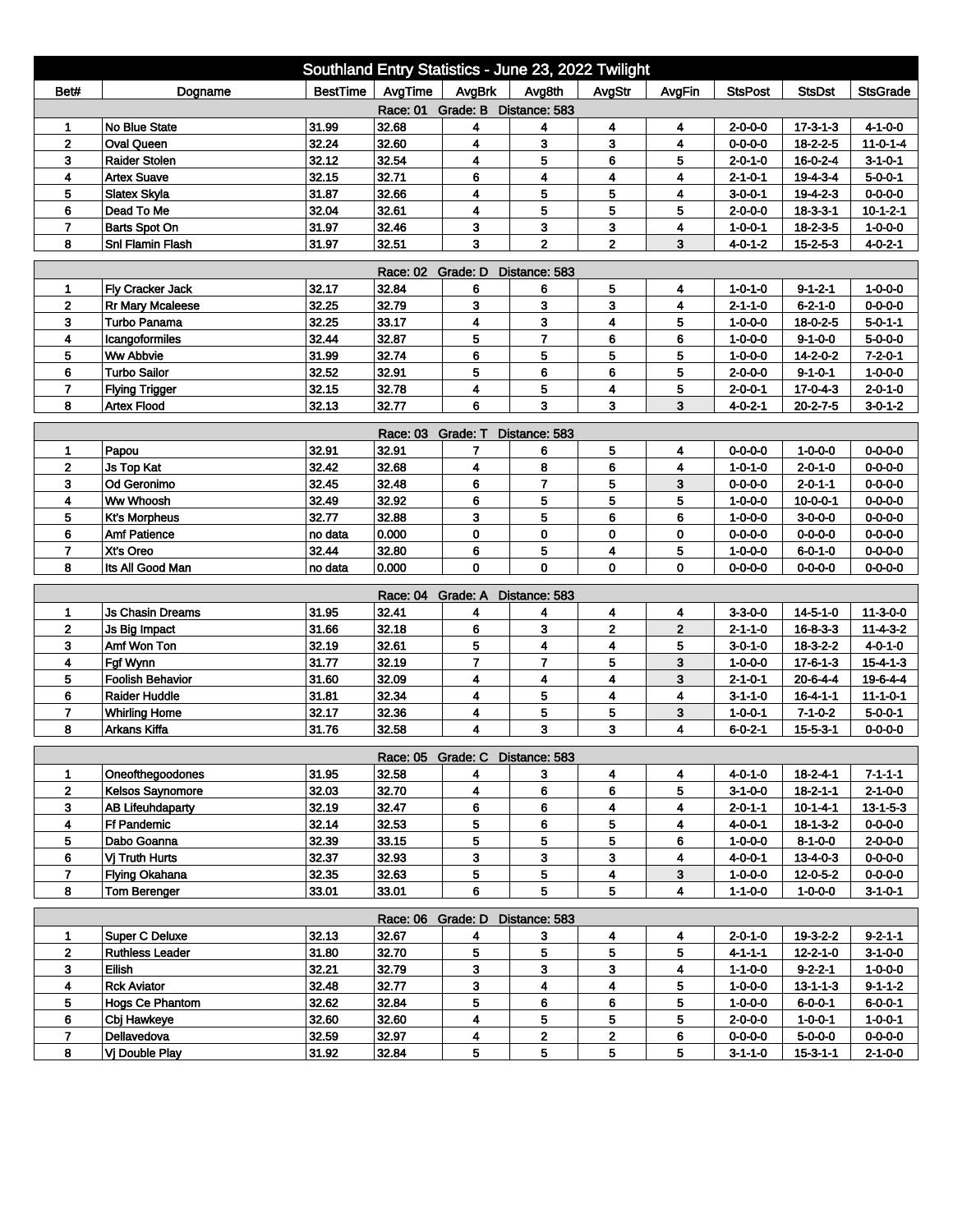# Southland Entry Statistics - June 23, 2022 Twilight

| Bet# | Dogname | BestTime | AvgTime | AvgBrk | Avg8th | AvgStr | AvgFin | StsPost | StsDst | StsGrade |
|---|---|---|---|---|---|---|---|---|---|---|
| Race: 01 Grade: B Distance: 583 | | | | | | | | | | |
| 1 | No Blue State | 31.99 | 32.68 | 4 | 4 | 4 | 4 | 2-0-0-0 | 17-3-1-3 | 4-1-0-0 |
| 2 | Oval Queen | 32.24 | 32.60 | 4 | 3 | 3 | 4 | 0-0-0-0 | 18-2-2-5 | 11-0-1-4 |
| 3 | Raider Stolen | 32.12 | 32.54 | 4 | 5 | 6 | 5 | 2-0-1-0 | 16-0-2-4 | 3-1-0-1 |
| 4 | Artex Suave | 32.15 | 32.71 | 6 | 4 | 4 | 4 | 2-1-0-1 | 19-4-3-4 | 5-0-0-1 |
| 5 | Slatex Skyla | 31.87 | 32.66 | 4 | 5 | 5 | 4 | 3-0-0-1 | 19-4-2-3 | 0-0-0-0 |
| 6 | Dead To Me | 32.04 | 32.61 | 4 | 5 | 5 | 5 | 2-0-0-0 | 18-3-3-1 | 10-1-2-1 |
| 7 | Barts Spot On | 31.97 | 32.46 | 3 | 3 | 3 | 4 | 1-0-0-1 | 18-2-3-5 | 1-0-0-0 |
| 8 | Snl Flamin Flash | 31.97 | 32.51 | 3 | 2 | 2 | 3 | 4-0-1-2 | 15-2-5-3 | 4-0-2-1 |
| Race: 02 Grade: D Distance: 583 | | | | | | | | | | |
| 1 | Fly Cracker Jack | 32.17 | 32.84 | 6 | 6 | 5 | 4 | 1-0-1-0 | 9-1-2-1 | 1-0-0-0 |
| 2 | Rr Mary Mcaleese | 32.25 | 32.79 | 3 | 3 | 3 | 4 | 2-1-1-0 | 6-2-1-0 | 0-0-0-0 |
| 3 | Turbo Panama | 32.25 | 33.17 | 4 | 3 | 4 | 5 | 1-0-0-0 | 18-0-2-5 | 5-0-1-1 |
| 4 | Icangoformiles | 32.44 | 32.87 | 5 | 7 | 6 | 6 | 1-0-0-0 | 9-1-0-0 | 5-0-0-0 |
| 5 | Ww Abbvie | 31.99 | 32.74 | 6 | 5 | 5 | 5 | 1-0-0-0 | 14-2-0-2 | 7-2-0-1 |
| 6 | Turbo Sailor | 32.52 | 32.91 | 5 | 6 | 6 | 5 | 2-0-0-0 | 9-1-0-1 | 1-0-0-0 |
| 7 | Flying Trigger | 32.15 | 32.78 | 4 | 5 | 4 | 5 | 2-0-0-1 | 17-0-4-3 | 2-0-1-0 |
| 8 | Artex Flood | 32.13 | 32.77 | 6 | 3 | 3 | 3 | 4-0-2-1 | 20-2-7-5 | 3-0-1-2 |
| Race: 03 Grade: T Distance: 583 | | | | | | | | | | |
| 1 | Papou | 32.91 | 32.91 | 7 | 6 | 5 | 4 | 0-0-0-0 | 1-0-0-0 | 0-0-0-0 |
| 2 | Js Top Kat | 32.42 | 32.68 | 4 | 8 | 6 | 4 | 1-0-1-0 | 2-0-1-0 | 0-0-0-0 |
| 3 | Od Geronimo | 32.45 | 32.48 | 6 | 7 | 5 | 3 | 0-0-0-0 | 2-0-1-1 | 0-0-0-0 |
| 4 | Ww Whoosh | 32.49 | 32.92 | 6 | 5 | 5 | 5 | 1-0-0-0 | 10-0-0-1 | 0-0-0-0 |
| 5 | Kt's Morpheus | 32.77 | 32.88 | 3 | 5 | 6 | 6 | 1-0-0-0 | 3-0-0-0 | 0-0-0-0 |
| 6 | Amf Patience | no data | 0.000 | 0 | 0 | 0 | 0 | 0-0-0-0 | 0-0-0-0 | 0-0-0-0 |
| 7 | Xt's Oreo | 32.44 | 32.80 | 6 | 5 | 4 | 5 | 1-0-0-0 | 6-0-1-0 | 0-0-0-0 |
| 8 | Its All Good Man | no data | 0.000 | 0 | 0 | 0 | 0 | 0-0-0-0 | 0-0-0-0 | 0-0-0-0 |
| Race: 04 Grade: A Distance: 583 | | | | | | | | | | |
| 1 | Js Chasin Dreams | 31.95 | 32.41 | 4 | 4 | 4 | 4 | 3-3-0-0 | 14-5-1-0 | 11-3-0-0 |
| 2 | Js Big Impact | 31.66 | 32.18 | 6 | 3 | 2 | 2 | 2-1-1-0 | 16-8-3-3 | 11-4-3-2 |
| 3 | Amf Won Ton | 32.19 | 32.61 | 5 | 4 | 4 | 5 | 3-0-1-0 | 18-3-2-2 | 4-0-1-0 |
| 4 | Fgf Wynn | 31.77 | 32.19 | 7 | 7 | 5 | 3 | 1-0-0-0 | 17-6-1-3 | 15-4-1-3 |
| 5 | Foolish Behavior | 31.60 | 32.09 | 4 | 4 | 4 | 3 | 2-1-0-1 | 20-6-4-4 | 19-6-4-4 |
| 6 | Raider Huddle | 31.81 | 32.34 | 4 | 5 | 4 | 4 | 3-1-1-0 | 16-4-1-1 | 11-1-0-1 |
| 7 | Whirling Home | 32.17 | 32.36 | 4 | 5 | 5 | 3 | 1-0-0-1 | 7-1-0-2 | 5-0-0-1 |
| 8 | Arkans Kiffa | 31.76 | 32.58 | 4 | 3 | 3 | 4 | 6-0-2-1 | 15-5-3-1 | 0-0-0-0 |
| Race: 05 Grade: C Distance: 583 | | | | | | | | | | |
| 1 | Oneofthegoodones | 31.95 | 32.58 | 4 | 3 | 4 | 4 | 4-0-1-0 | 18-2-4-1 | 7-1-1-1 |
| 2 | Kelsos Saynomore | 32.03 | 32.70 | 4 | 6 | 6 | 5 | 3-1-0-0 | 18-2-1-1 | 2-1-0-0 |
| 3 | AB Lifeuhdaparty | 32.19 | 32.47 | 6 | 6 | 4 | 4 | 2-0-1-1 | 10-1-4-1 | 13-1-5-3 |
| 4 | Ff Pandemic | 32.14 | 32.53 | 5 | 6 | 5 | 4 | 4-0-0-1 | 18-1-3-2 | 0-0-0-0 |
| 5 | Dabo Goanna | 32.39 | 33.15 | 5 | 5 | 5 | 6 | 1-0-0-0 | 8-1-0-0 | 2-0-0-0 |
| 6 | Vj Truth Hurts | 32.37 | 32.93 | 3 | 3 | 3 | 4 | 4-0-0-1 | 13-4-0-3 | 0-0-0-0 |
| 7 | Flying Okahana | 32.35 | 32.63 | 5 | 5 | 4 | 3 | 1-0-0-0 | 12-0-5-2 | 0-0-0-0 |
| 8 | Tom Berenger | 33.01 | 33.01 | 6 | 5 | 5 | 4 | 1-1-0-0 | 1-0-0-0 | 3-1-0-1 |
| Race: 06 Grade: D Distance: 583 | | | | | | | | | | |
| 1 | Super C Deluxe | 32.13 | 32.67 | 4 | 3 | 4 | 4 | 2-0-1-0 | 19-3-2-2 | 9-2-1-1 |
| 2 | Ruthless Leader | 31.80 | 32.70 | 5 | 5 | 5 | 5 | 4-1-1-1 | 12-2-1-0 | 3-1-0-0 |
| 3 | Eilish | 32.21 | 32.79 | 3 | 3 | 3 | 4 | 1-1-0-0 | 9-2-2-1 | 1-0-0-0 |
| 4 | Rck Aviator | 32.48 | 32.77 | 3 | 4 | 4 | 5 | 1-0-0-0 | 13-1-1-3 | 9-1-1-2 |
| 5 | Hogs Ce Phantom | 32.62 | 32.84 | 5 | 6 | 6 | 5 | 1-0-0-0 | 6-0-0-1 | 6-0-0-1 |
| 6 | Cbj Hawkeye | 32.60 | 32.60 | 4 | 5 | 5 | 5 | 2-0-0-0 | 1-0-0-1 | 1-0-0-1 |
| 7 | Dellavedova | 32.59 | 32.97 | 4 | 2 | 2 | 6 | 0-0-0-0 | 5-0-0-0 | 0-0-0-0 |
| 8 | Vj Double Play | 31.92 | 32.84 | 5 | 5 | 5 | 5 | 3-1-1-0 | 15-3-1-1 | 2-1-0-0 |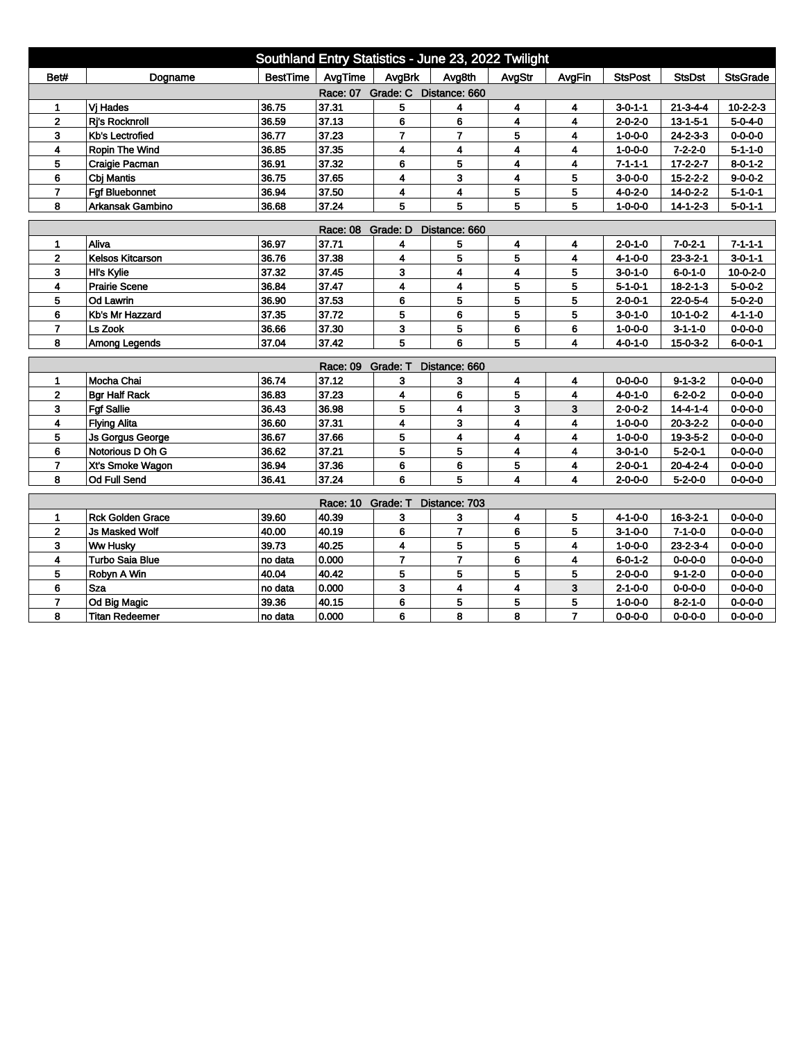| Southland Entry Statistics - June 23, 2022 Twilight | | | | | | | | | | |
|---|---|---|---|---|---|---|---|---|---|---|
| Bet# | Dogname | BestTime | AvgTime | AvgBrk | Avg8th | AvgStr | AvgFin | StsPost | StsDst | StsGrade |
| Race: 07 Grade: C Distance: 660 | | | | | | | | | | |
| 1 | Vj Hades | 36.75 | 37.31 | 5 | 4 | 4 | 4 | 3-0-1-1 | 21-3-4-4 | 10-2-2-3 |
| 2 | Rj's Rocknroll | 36.59 | 37.13 | 6 | 6 | 4 | 4 | 2-0-2-0 | 13-1-5-1 | 5-0-4-0 |
| 3 | Kb's Lectrofied | 36.77 | 37.23 | 7 | 7 | 5 | 4 | 1-0-0-0 | 24-2-3-3 | 0-0-0-0 |
| 4 | Ropin The Wind | 36.85 | 37.35 | 4 | 4 | 4 | 4 | 1-0-0-0 | 7-2-2-0 | 5-1-1-0 |
| 5 | Craigie Pacman | 36.91 | 37.32 | 6 | 5 | 4 | 4 | 7-1-1-1 | 17-2-2-7 | 8-0-1-2 |
| 6 | Cbj Mantis | 36.75 | 37.65 | 4 | 3 | 4 | 5 | 3-0-0-0 | 15-2-2-2 | 9-0-0-2 |
| 7 | Fgf Bluebonnet | 36.94 | 37.50 | 4 | 4 | 5 | 5 | 4-0-2-0 | 14-0-2-2 | 5-1-0-1 |
| 8 | Arkansak Gambino | 36.68 | 37.24 | 5 | 5 | 5 | 5 | 1-0-0-0 | 14-1-2-3 | 5-0-1-1 |
| Race: 08 Grade: D Distance: 660 | | | | | | | | | | |
| 1 | Aliva | 36.97 | 37.71 | 4 | 5 | 4 | 4 | 2-0-1-0 | 7-0-2-1 | 7-1-1-1 |
| 2 | Kelsos Kitcarson | 36.76 | 37.38 | 4 | 5 | 5 | 4 | 4-1-0-0 | 23-3-2-1 | 3-0-1-1 |
| 3 | Hl's Kylie | 37.32 | 37.45 | 3 | 4 | 4 | 5 | 3-0-1-0 | 6-0-1-0 | 10-0-2-0 |
| 4 | Prairie Scene | 36.84 | 37.47 | 4 | 4 | 5 | 5 | 5-1-0-1 | 18-2-1-3 | 5-0-0-2 |
| 5 | Od Lawrin | 36.90 | 37.53 | 6 | 5 | 5 | 5 | 2-0-0-1 | 22-0-5-4 | 5-0-2-0 |
| 6 | Kb's Mr Hazzard | 37.35 | 37.72 | 5 | 6 | 5 | 5 | 3-0-1-0 | 10-1-0-2 | 4-1-1-0 |
| 7 | Ls Zook | 36.66 | 37.30 | 3 | 5 | 6 | 6 | 1-0-0-0 | 3-1-1-0 | 0-0-0-0 |
| 8 | Among Legends | 37.04 | 37.42 | 5 | 6 | 5 | 4 | 4-0-1-0 | 15-0-3-2 | 6-0-0-1 |
| Race: 09 Grade: T Distance: 660 | | | | | | | | | | |
| 1 | Mocha Chai | 36.74 | 37.12 | 3 | 3 | 4 | 4 | 0-0-0-0 | 9-1-3-2 | 0-0-0-0 |
| 2 | Bgr Half Rack | 36.83 | 37.23 | 4 | 6 | 5 | 4 | 4-0-1-0 | 6-2-0-2 | 0-0-0-0 |
| 3 | Fgf Sallie | 36.43 | 36.98 | 5 | 4 | 3 | 3 | 2-0-0-2 | 14-4-1-4 | 0-0-0-0 |
| 4 | Flying Alita | 36.60 | 37.31 | 4 | 3 | 4 | 4 | 1-0-0-0 | 20-3-2-2 | 0-0-0-0 |
| 5 | Js Gorgus George | 36.67 | 37.66 | 5 | 4 | 4 | 4 | 1-0-0-0 | 19-3-5-2 | 0-0-0-0 |
| 6 | Notorious D Oh G | 36.62 | 37.21 | 5 | 5 | 5 | 4 | 3-0-1-0 | 5-2-0-1 | 0-0-0-0 |
| 7 | Xt's Smoke Wagon | 36.94 | 37.36 | 6 | 6 | 5 | 4 | 2-0-0-1 | 20-4-2-4 | 0-0-0-0 |
| 8 | Od Full Send | 36.41 | 37.24 | 6 | 5 | 4 | 4 | 2-0-0-0 | 5-2-0-0 | 0-0-0-0 |
| Race: 10 Grade: T Distance: 703 | | | | | | | | | | |
| 1 | Rck Golden Grace | 39.60 | 40.39 | 3 | 3 | 4 | 5 | 4-1-0-0 | 16-3-2-1 | 0-0-0-0 |
| 2 | Js Masked Wolf | 40.00 | 40.19 | 6 | 7 | 6 | 5 | 3-1-0-0 | 7-1-0-0 | 0-0-0-0 |
| 3 | Ww Husky | 39.73 | 40.25 | 4 | 5 | 5 | 4 | 1-0-0-0 | 23-2-3-4 | 0-0-0-0 |
| 4 | Turbo Saia Blue | no data | 0.000 | 7 | 7 | 6 | 4 | 6-0-1-2 | 0-0-0-0 | 0-0-0-0 |
| 5 | Robyn A Win | 40.04 | 40.42 | 5 | 5 | 5 | 5 | 2-0-0-0 | 9-1-2-0 | 0-0-0-0 |
| 6 | Sza | no data | 0.000 | 3 | 4 | 4 | 3 | 2-1-0-0 | 0-0-0-0 | 0-0-0-0 |
| 7 | Od Big Magic | 39.36 | 40.15 | 6 | 5 | 5 | 5 | 1-0-0-0 | 8-2-1-0 | 0-0-0-0 |
| 8 | Titan Redeemer | no data | 0.000 | 6 | 8 | 8 | 7 | 0-0-0-0 | 0-0-0-0 | 0-0-0-0 |